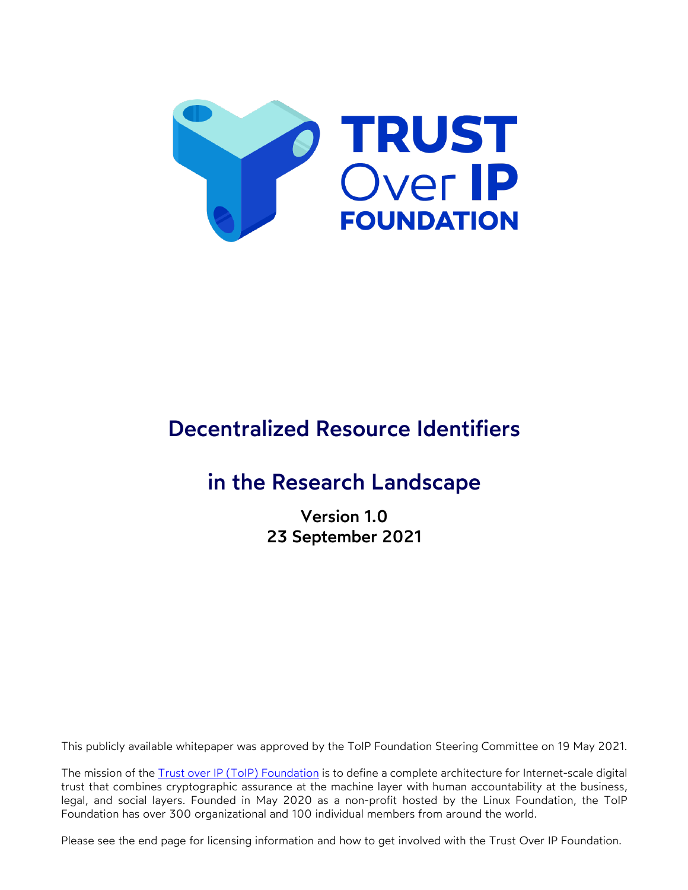TRUST Over IP FOUNDATION

# Decentralized Resource Identifiers

# in the Research Landscape

**Version 1.0**
**23 September 2021**

This publicly available whitepaper was approved by the ToIP Foundation Steering Committee on 19 May 2021.

The mission of the [Trust over IP (ToIP) Foundation](https://trustoverip.org/) is to define a complete architecture for Internet-scale digital trust that combines cryptographic assurance at the machine layer with human accountability at the business, legal, and social layers. Founded in May 2020 as a non-profit hosted by the Linux Foundation, the ToIP Foundation has over 300 organizational and 100 individual members from around the world.

Please see the end page for licensing information and how to get involved with the Trust Over IP Foundation.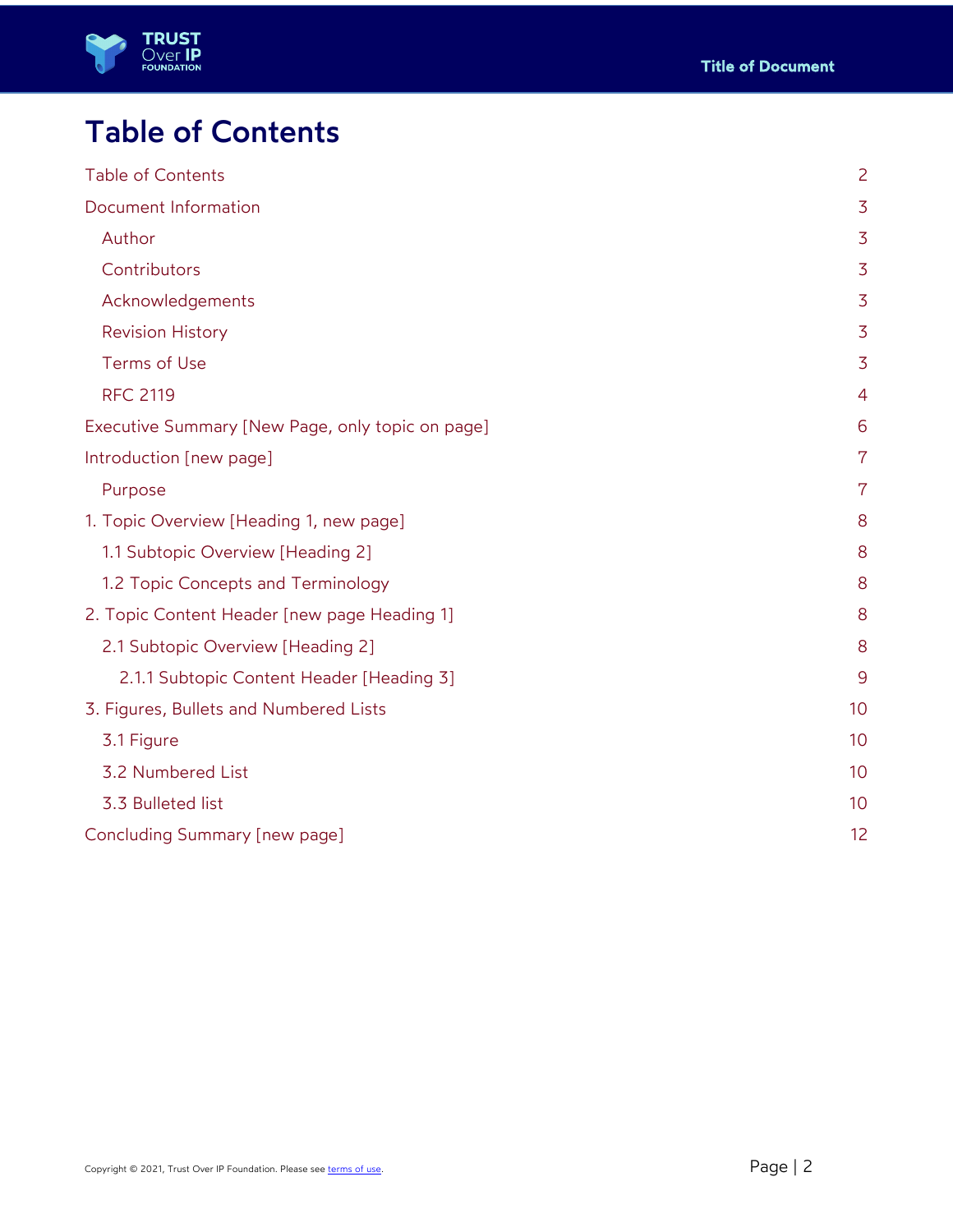# Table of Contents

- Table of Contents 2
- Document Information 3
  - Author 3
  - Contributors 3
  - Acknowledgements 3
  - Revision History 3
  - Terms of Use 3
  - RFC 2119 4
- Executive Summary [New Page, only topic on page] 6
- Introduction [new page] 7
  - Purpose 7
- 1. Topic Overview [Heading 1, new page] 8
  - 1.1 Subtopic Overview [Heading 2] 8
  - 1.2 Topic Concepts and Terminology 8
- 2. Topic Content Header [new page Heading 1] 8
  - 2.1 Subtopic Overview [Heading 2] 8
    - 2.1.1 Subtopic Content Header [Heading 3] 9
- 3. Figures, Bullets and Numbered Lists 10
  - 3.1 Figure 10
  - 3.2 Numbered List 10
  - 3.3 Bulleted list 10
- Concluding Summary [new page] 12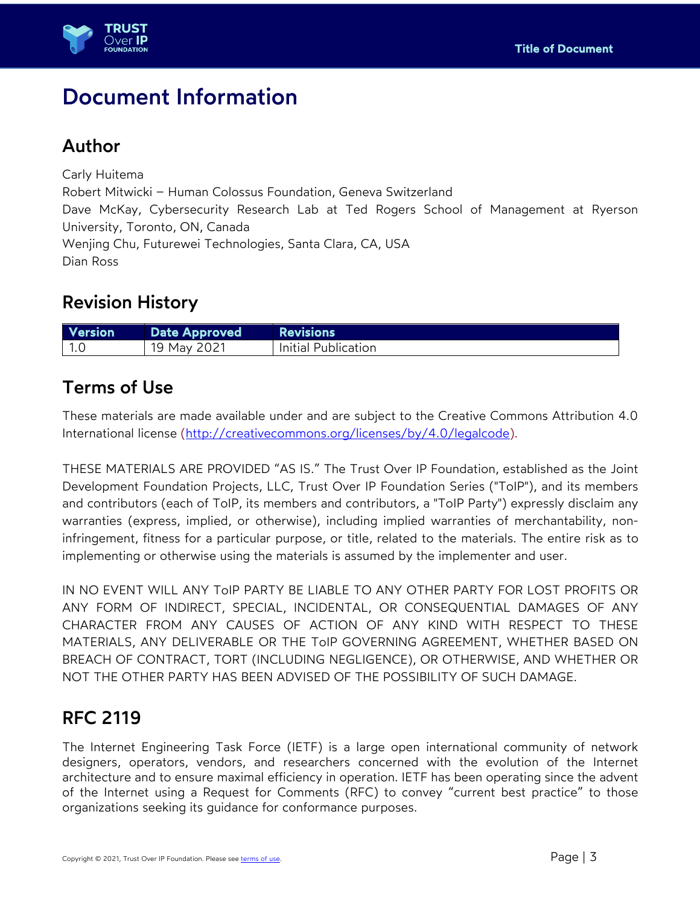# Document Information

## Author

Carly Huitema
Robert Mitwicki – Human Colossus Foundation, Geneva Switzerland
Dave McKay, Cybersecurity Research Lab at Ted Rogers School of Management at Ryerson University, Toronto, ON, Canada
Wenjing Chu, Futurewei Technologies, Santa Clara, CA, USA
Dian Ross

## Revision History

| Version | Date Approved | Revisions |
|---|---|---|
| 1.0 | 19 May 2021 | Initial Publication |

## Terms of Use

These materials are made available under and are subject to the Creative Commons Attribution 4.0 International license (http://creativecommons.org/licenses/by/4.0/legalcode).

THESE MATERIALS ARE PROVIDED "AS IS." The Trust Over IP Foundation, established as the Joint Development Foundation Projects, LLC, Trust Over IP Foundation Series ("ToIP"), and its members and contributors (each of ToIP, its members and contributors, a "ToIP Party") expressly disclaim any warranties (express, implied, or otherwise), including implied warranties of merchantability, non-infringement, fitness for a particular purpose, or title, related to the materials. The entire risk as to implementing or otherwise using the materials is assumed by the implementer and user.

IN NO EVENT WILL ANY ToIP PARTY BE LIABLE TO ANY OTHER PARTY FOR LOST PROFITS OR ANY FORM OF INDIRECT, SPECIAL, INCIDENTAL, OR CONSEQUENTIAL DAMAGES OF ANY CHARACTER FROM ANY CAUSES OF ACTION OF ANY KIND WITH RESPECT TO THESE MATERIALS, ANY DELIVERABLE OR THE ToIP GOVERNING AGREEMENT, WHETHER BASED ON BREACH OF CONTRACT, TORT (INCLUDING NEGLIGENCE), OR OTHERWISE, AND WHETHER OR NOT THE OTHER PARTY HAS BEEN ADVISED OF THE POSSIBILITY OF SUCH DAMAGE.

## RFC 2119

The Internet Engineering Task Force (IETF) is a large open international community of network designers, operators, vendors, and researchers concerned with the evolution of the Internet architecture and to ensure maximal efficiency in operation. IETF has been operating since the advent of the Internet using a Request for Comments (RFC) to convey "current best practice" to those organizations seeking its guidance for conformance purposes.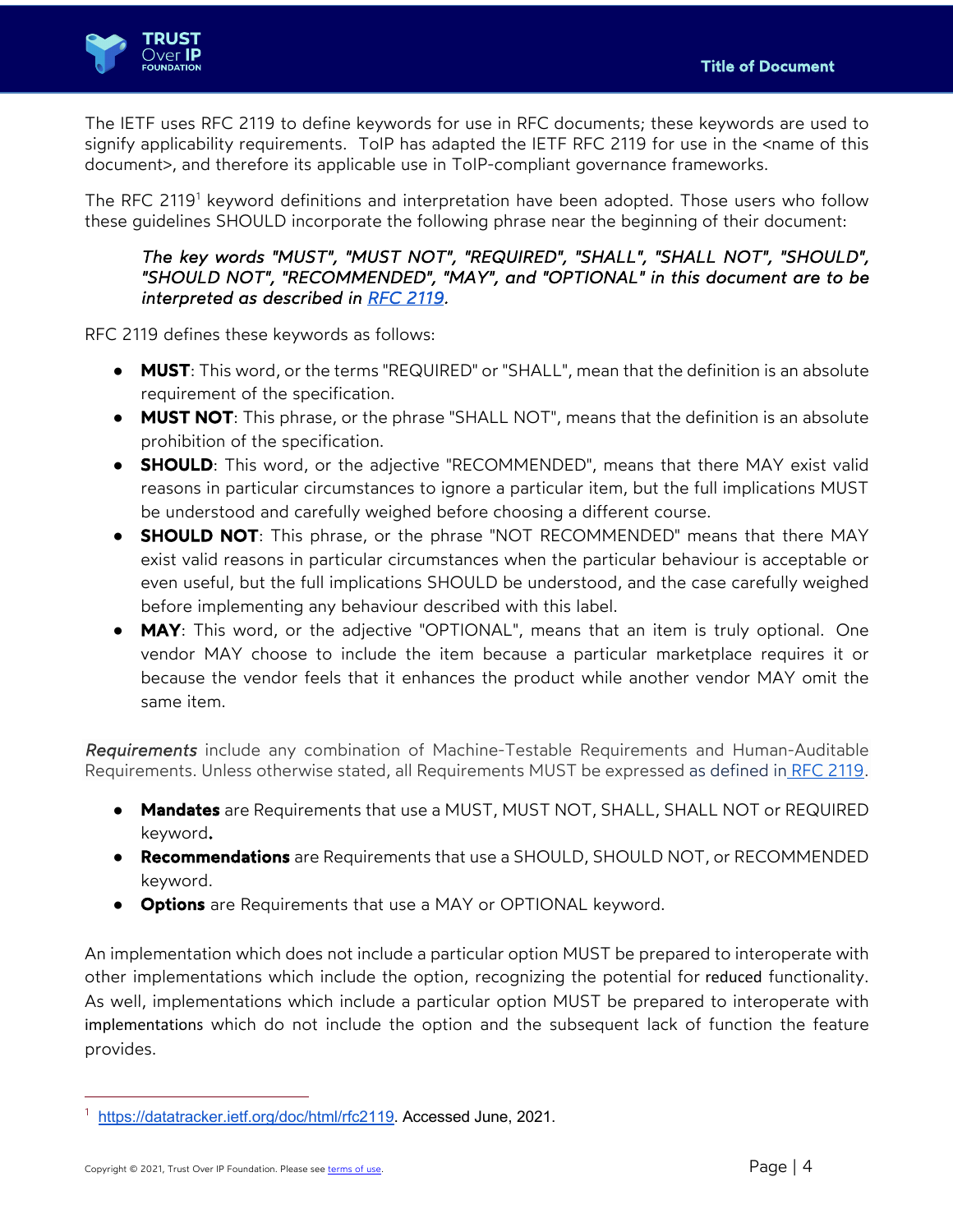The IETF uses RFC 2119 to define keywords for use in RFC documents; these keywords are used to signify applicability requirements. ToIP has adapted the IETF RFC 2119 for use in the <name of this document>, and therefore its applicable use in ToIP-compliant governance frameworks.

The RFC 2119[1] keyword definitions and interpretation have been adopted. Those users who follow these guidelines SHOULD incorporate the following phrase near the beginning of their document:

> *The key words "MUST", "MUST NOT", "REQUIRED", "SHALL", "SHALL NOT", "SHOULD", "SHOULD NOT", "RECOMMENDED", "MAY", and "OPTIONAL" in this document are to be interpreted as described in [RFC 2119](https://datatracker.ietf.org/doc/html/rfc2119).*

RFC 2119 defines these keywords as follows:

- **MUST**: This word, or the terms "REQUIRED" or "SHALL", mean that the definition is an absolute requirement of the specification.
- **MUST NOT**: This phrase, or the phrase "SHALL NOT", means that the definition is an absolute prohibition of the specification.
- **SHOULD**: This word, or the adjective "RECOMMENDED", means that there MAY exist valid reasons in particular circumstances to ignore a particular item, but the full implications MUST be understood and carefully weighed before choosing a different course.
- **SHOULD NOT**: This phrase, or the phrase "NOT RECOMMENDED" means that there MAY exist valid reasons in particular circumstances when the particular behaviour is acceptable or even useful, but the full implications SHOULD be understood, and the case carefully weighed before implementing any behaviour described with this label.
- **MAY**: This word, or the adjective "OPTIONAL", means that an item is truly optional. One vendor MAY choose to include the item because a particular marketplace requires it or because the vendor feels that it enhances the product while another vendor MAY omit the same item.

***Requirements*** include any combination of Machine-Testable Requirements and Human-Auditable Requirements. Unless otherwise stated, all Requirements MUST be expressed as defined in [RFC 2119](https://datatracker.ietf.org/doc/html/rfc2119).

- **Mandates** are Requirements that use a MUST, MUST NOT, SHALL, SHALL NOT or REQUIRED keyword.
- **Recommendations** are Requirements that use a SHOULD, SHOULD NOT, or RECOMMENDED keyword.
- **Options** are Requirements that use a MAY or OPTIONAL keyword.

An implementation which does not include a particular option MUST be prepared to interoperate with other implementations which include the option, recognizing the potential for reduced functionality. As well, implementations which include a particular option MUST be prepared to interoperate with implementations which do not include the option and the subsequent lack of function the feature provides.

[1] https://datatracker.ietf.org/doc/html/rfc2119. Accessed June, 2021.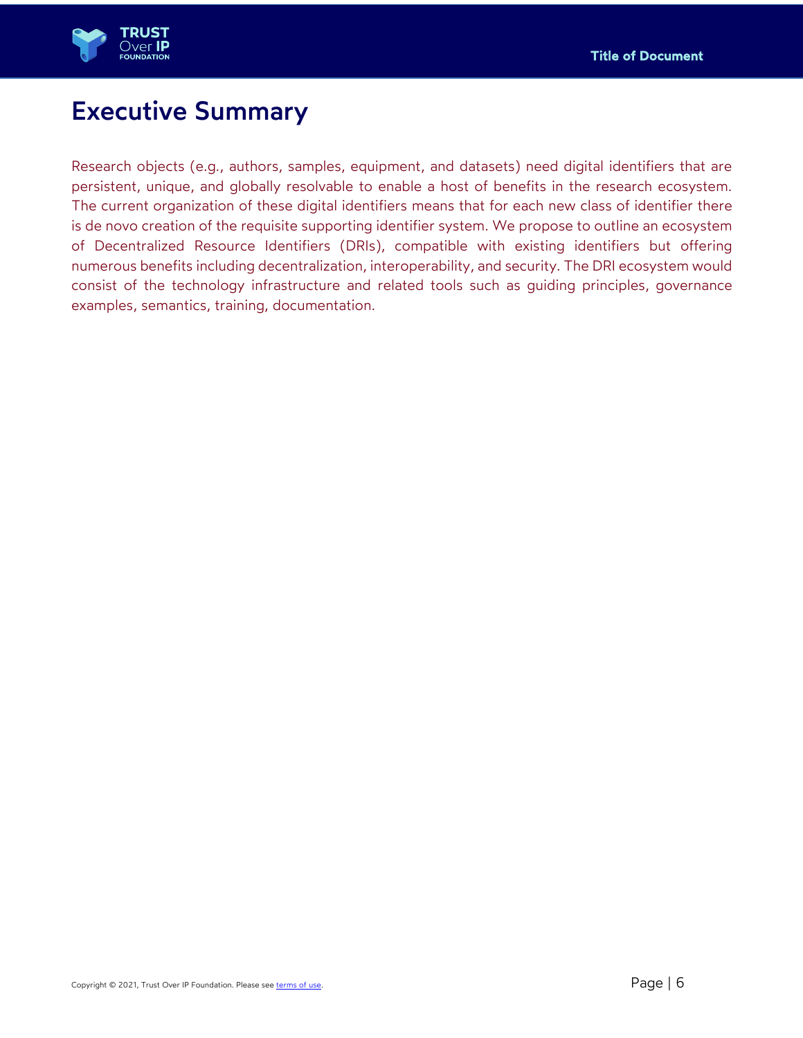# Executive Summary

Research objects (e.g., authors, samples, equipment, and datasets) need digital identifiers that are persistent, unique, and globally resolvable to enable a host of benefits in the research ecosystem. The current organization of these digital identifiers means that for each new class of identifier there is de novo creation of the requisite supporting identifier system. We propose to outline an ecosystem of Decentralized Resource Identifiers (DRIs), compatible with existing identifiers but offering numerous benefits including decentralization, interoperability, and security. The DRI ecosystem would consist of the technology infrastructure and related tools such as guiding principles, governance examples, semantics, training, documentation.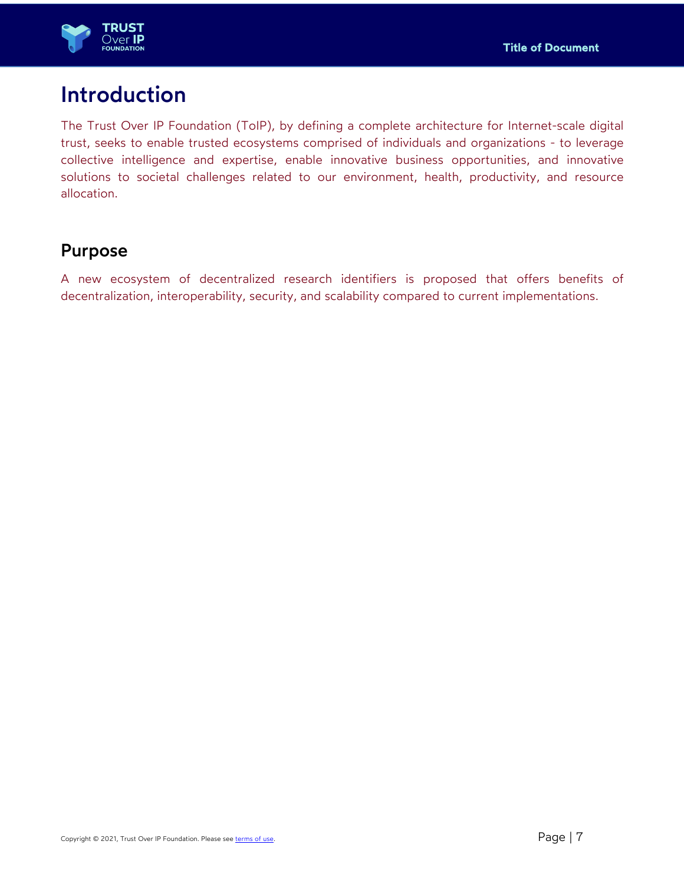# Introduction

The Trust Over IP Foundation (ToIP), by defining a complete architecture for Internet-scale digital trust, seeks to enable trusted ecosystems comprised of individuals and organizations - to leverage collective intelligence and expertise, enable innovative business opportunities, and innovative solutions to societal challenges related to our environment, health, productivity, and resource allocation.

## Purpose

A new ecosystem of decentralized research identifiers is proposed that offers benefits of decentralization, interoperability, security, and scalability compared to current implementations.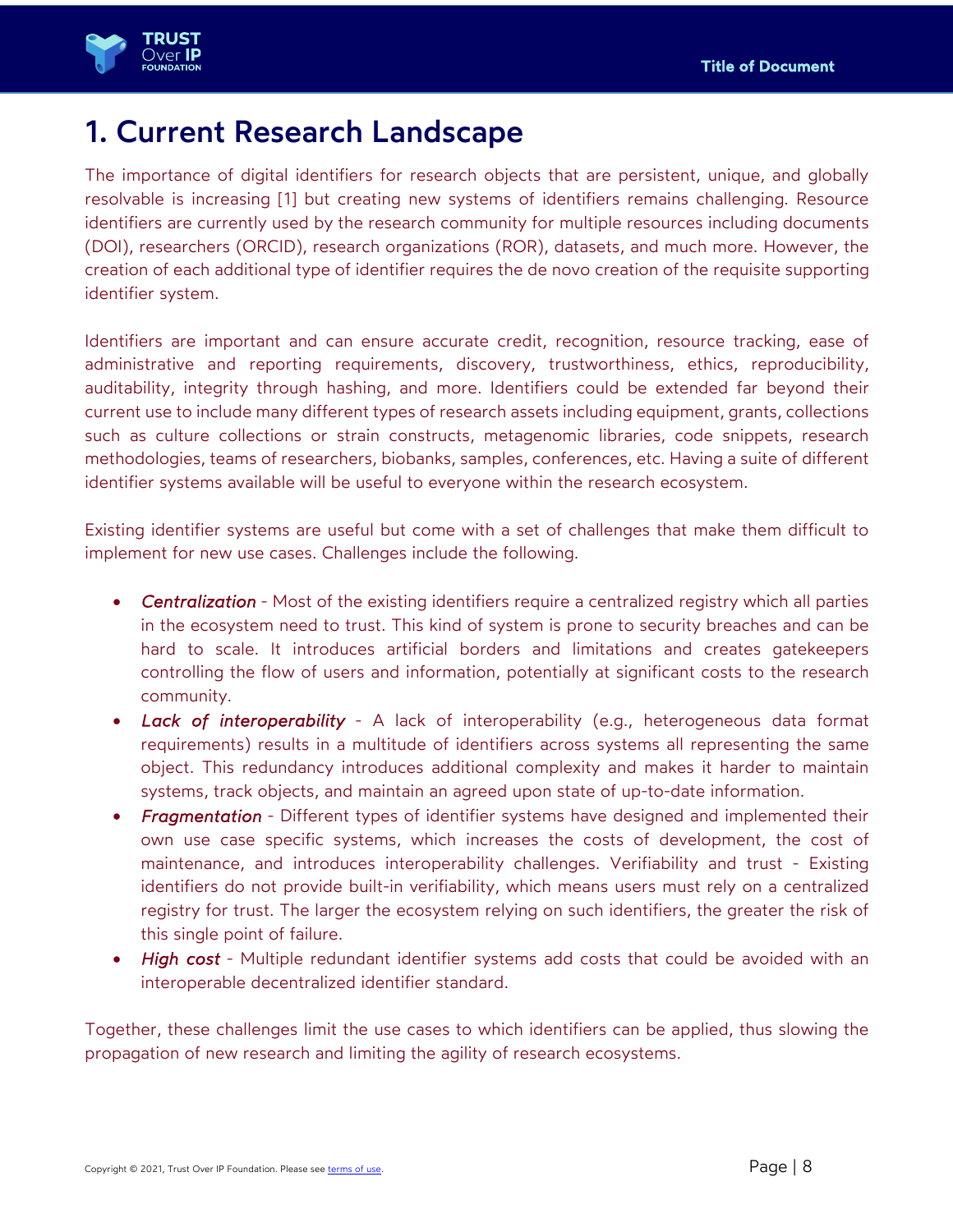# 1. Current Research Landscape

The importance of digital identifiers for research objects that are persistent, unique, and globally resolvable is increasing [1] but creating new systems of identifiers remains challenging. Resource identifiers are currently used by the research community for multiple resources including documents (DOI), researchers (ORCID), research organizations (ROR), datasets, and much more. However, the creation of each additional type of identifier requires the de novo creation of the requisite supporting identifier system.

Identifiers are important and can ensure accurate credit, recognition, resource tracking, ease of administrative and reporting requirements, discovery, trustworthiness, ethics, reproducibility, auditability, integrity through hashing, and more. Identifiers could be extended far beyond their current use to include many different types of research assets including equipment, grants, collections such as culture collections or strain constructs, metagenomic libraries, code snippets, research methodologies, teams of researchers, biobanks, samples, conferences, etc. Having a suite of different identifier systems available will be useful to everyone within the research ecosystem.

Existing identifier systems are useful but come with a set of challenges that make them difficult to implement for new use cases. Challenges include the following.

- ***Centralization*** - Most of the existing identifiers require a centralized registry which all parties in the ecosystem need to trust. This kind of system is prone to security breaches and can be hard to scale. It introduces artificial borders and limitations and creates gatekeepers controlling the flow of users and information, potentially at significant costs to the research community.
- ***Lack of interoperability*** - A lack of interoperability (e.g., heterogeneous data format requirements) results in a multitude of identifiers across systems all representing the same object. This redundancy introduces additional complexity and makes it harder to maintain systems, track objects, and maintain an agreed upon state of up-to-date information.
- ***Fragmentation*** - Different types of identifier systems have designed and implemented their own use case specific systems, which increases the costs of development, the cost of maintenance, and introduces interoperability challenges. Verifiability and trust - Existing identifiers do not provide built-in verifiability, which means users must rely on a centralized registry for trust. The larger the ecosystem relying on such identifiers, the greater the risk of this single point of failure.
- ***High cost*** - Multiple redundant identifier systems add costs that could be avoided with an interoperable decentralized identifier standard.

Together, these challenges limit the use cases to which identifiers can be applied, thus slowing the propagation of new research and limiting the agility of research ecosystems.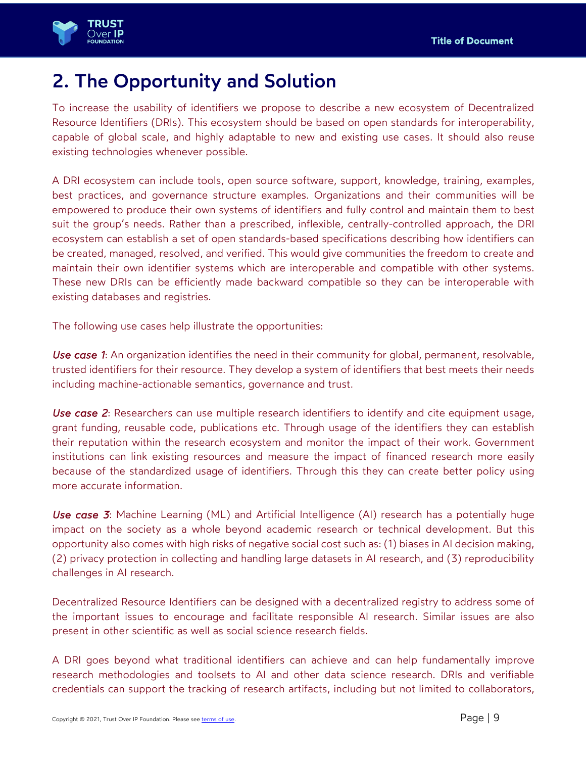# 2. The Opportunity and Solution

To increase the usability of identifiers we propose to describe a new ecosystem of Decentralized Resource Identifiers (DRIs). This ecosystem should be based on open standards for interoperability, capable of global scale, and highly adaptable to new and existing use cases. It should also reuse existing technologies whenever possible.

A DRI ecosystem can include tools, open source software, support, knowledge, training, examples, best practices, and governance structure examples. Organizations and their communities will be empowered to produce their own systems of identifiers and fully control and maintain them to best suit the group's needs. Rather than a prescribed, inflexible, centrally-controlled approach, the DRI ecosystem can establish a set of open standards-based specifications describing how identifiers can be created, managed, resolved, and verified. This would give communities the freedom to create and maintain their own identifier systems which are interoperable and compatible with other systems. These new DRIs can be efficiently made backward compatible so they can be interoperable with existing databases and registries.

The following use cases help illustrate the opportunities:

***Use case 1***: An organization identifies the need in their community for global, permanent, resolvable, trusted identifiers for their resource. They develop a system of identifiers that best meets their needs including machine-actionable semantics, governance and trust.

***Use case 2***: Researchers can use multiple research identifiers to identify and cite equipment usage, grant funding, reusable code, publications etc. Through usage of the identifiers they can establish their reputation within the research ecosystem and monitor the impact of their work. Government institutions can link existing resources and measure the impact of financed research more easily because of the standardized usage of identifiers. Through this they can create better policy using more accurate information.

***Use case 3***: Machine Learning (ML) and Artificial Intelligence (AI) research has a potentially huge impact on the society as a whole beyond academic research or technical development. But this opportunity also comes with high risks of negative social cost such as: (1) biases in AI decision making, (2) privacy protection in collecting and handling large datasets in AI research, and (3) reproducibility challenges in AI research.

Decentralized Resource Identifiers can be designed with a decentralized registry to address some of the important issues to encourage and facilitate responsible AI research. Similar issues are also present in other scientific as well as social science research fields.

A DRI goes beyond what traditional identifiers can achieve and can help fundamentally improve research methodologies and toolsets to AI and other data science research. DRIs and verifiable credentials can support the tracking of research artifacts, including but not limited to collaborators,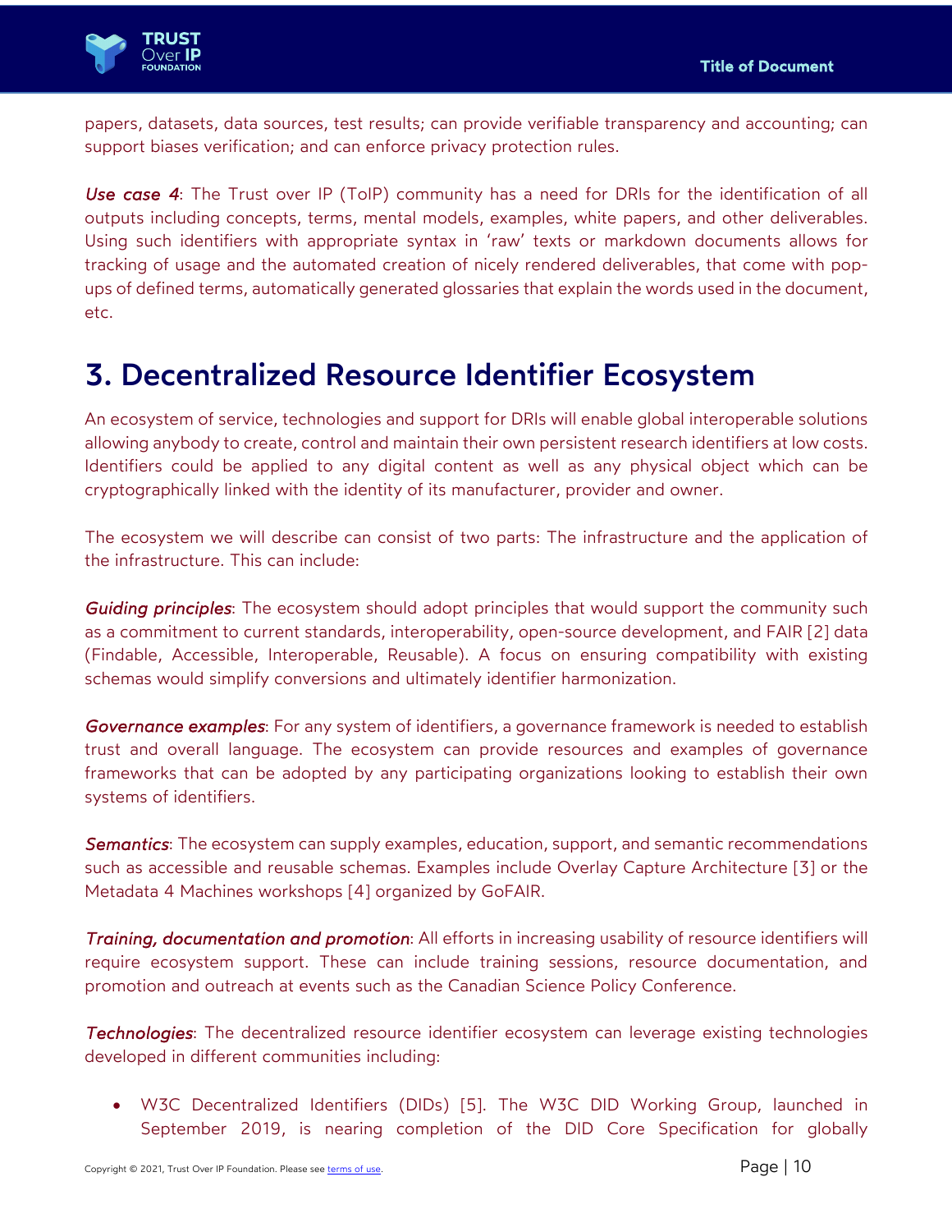papers, datasets, data sources, test results; can provide verifiable transparency and accounting; can support biases verification; and can enforce privacy protection rules.

*Use case 4*: The Trust over IP (ToIP) community has a need for DRIs for the identification of all outputs including concepts, terms, mental models, examples, white papers, and other deliverables. Using such identifiers with appropriate syntax in 'raw' texts or markdown documents allows for tracking of usage and the automated creation of nicely rendered deliverables, that come with pop-ups of defined terms, automatically generated glossaries that explain the words used in the document, etc.

# 3. Decentralized Resource Identifier Ecosystem

An ecosystem of service, technologies and support for DRIs will enable global interoperable solutions allowing anybody to create, control and maintain their own persistent research identifiers at low costs. Identifiers could be applied to any digital content as well as any physical object which can be cryptographically linked with the identity of its manufacturer, provider and owner.

The ecosystem we will describe can consist of two parts: The infrastructure and the application of the infrastructure. This can include:

*Guiding principles*: The ecosystem should adopt principles that would support the community such as a commitment to current standards, interoperability, open-source development, and FAIR [2] data (Findable, Accessible, Interoperable, Reusable). A focus on ensuring compatibility with existing schemas would simplify conversions and ultimately identifier harmonization.

*Governance examples*: For any system of identifiers, a governance framework is needed to establish trust and overall language. The ecosystem can provide resources and examples of governance frameworks that can be adopted by any participating organizations looking to establish their own systems of identifiers.

*Semantics*: The ecosystem can supply examples, education, support, and semantic recommendations such as accessible and reusable schemas. Examples include Overlay Capture Architecture [3] or the Metadata 4 Machines workshops [4] organized by GoFAIR.

*Training, documentation and promotion*: All efforts in increasing usability of resource identifiers will require ecosystem support. These can include training sessions, resource documentation, and promotion and outreach at events such as the Canadian Science Policy Conference.

*Technologies*: The decentralized resource identifier ecosystem can leverage existing technologies developed in different communities including:

- W3C Decentralized Identifiers (DIDs) [5]. The W3C DID Working Group, launched in September 2019, is nearing completion of the DID Core Specification for globally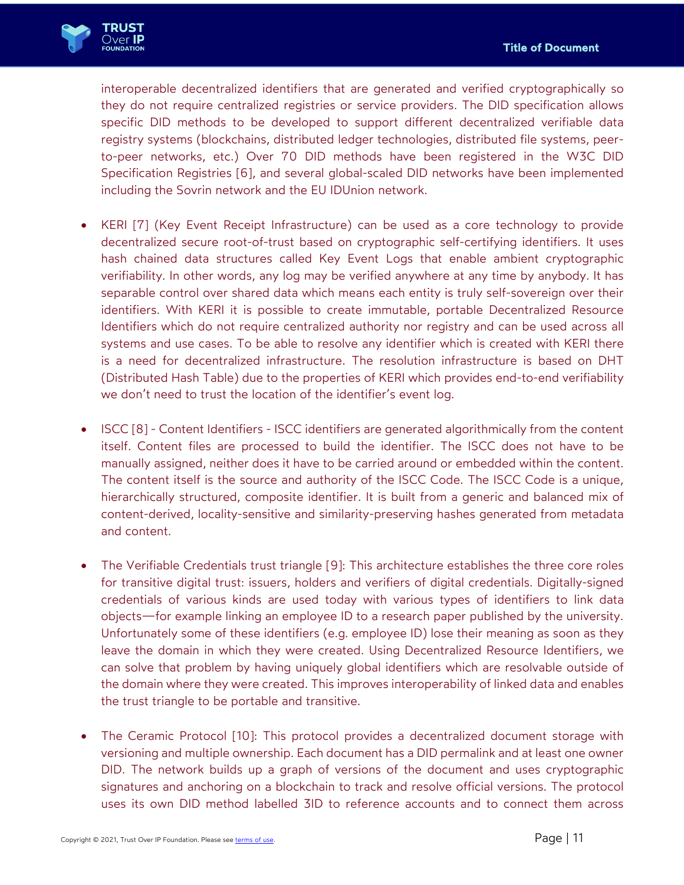interoperable decentralized identifiers that are generated and verified cryptographically so they do not require centralized registries or service providers. The DID specification allows specific DID methods to be developed to support different decentralized verifiable data registry systems (blockchains, distributed ledger technologies, distributed file systems, peer-to-peer networks, etc.) Over 70 DID methods have been registered in the W3C DID Specification Registries [6], and several global-scaled DID networks have been implemented including the Sovrin network and the EU IDUnion network.

- KERI [7] (Key Event Receipt Infrastructure) can be used as a core technology to provide decentralized secure root-of-trust based on cryptographic self-certifying identifiers. It uses hash chained data structures called Key Event Logs that enable ambient cryptographic verifiability. In other words, any log may be verified anywhere at any time by anybody. It has separable control over shared data which means each entity is truly self-sovereign over their identifiers. With KERI it is possible to create immutable, portable Decentralized Resource Identifiers which do not require centralized authority nor registry and can be used across all systems and use cases. To be able to resolve any identifier which is created with KERI there is a need for decentralized infrastructure. The resolution infrastructure is based on DHT (Distributed Hash Table) due to the properties of KERI which provides end-to-end verifiability we don't need to trust the location of the identifier's event log.

- ISCC [8] - Content Identifiers - ISCC identifiers are generated algorithmically from the content itself. Content files are processed to build the identifier. The ISCC does not have to be manually assigned, neither does it have to be carried around or embedded within the content. The content itself is the source and authority of the ISCC Code. The ISCC Code is a unique, hierarchically structured, composite identifier. It is built from a generic and balanced mix of content-derived, locality-sensitive and similarity-preserving hashes generated from metadata and content.

- The Verifiable Credentials trust triangle [9]: This architecture establishes the three core roles for transitive digital trust: issuers, holders and verifiers of digital credentials. Digitally-signed credentials of various kinds are used today with various types of identifiers to link data objects—for example linking an employee ID to a research paper published by the university. Unfortunately some of these identifiers (e.g. employee ID) lose their meaning as soon as they leave the domain in which they were created. Using Decentralized Resource Identifiers, we can solve that problem by having uniquely global identifiers which are resolvable outside of the domain where they were created. This improves interoperability of linked data and enables the trust triangle to be portable and transitive.

- The Ceramic Protocol [10]: This protocol provides a decentralized document storage with versioning and multiple ownership. Each document has a DID permalink and at least one owner DID. The network builds up a graph of versions of the document and uses cryptographic signatures and anchoring on a blockchain to track and resolve official versions. The protocol uses its own DID method labelled 3ID to reference accounts and to connect them across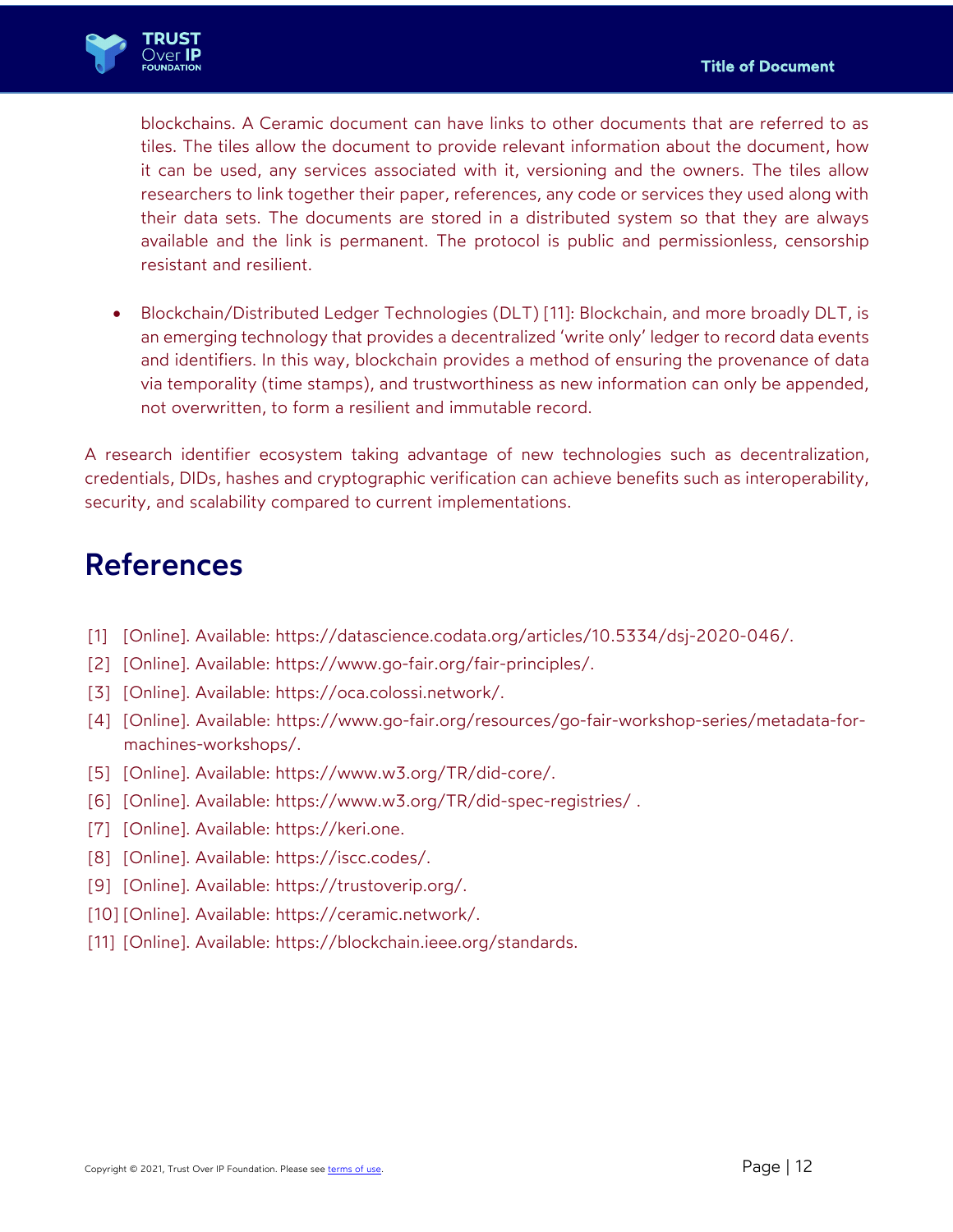blockchains. A Ceramic document can have links to other documents that are referred to as tiles. The tiles allow the document to provide relevant information about the document, how it can be used, any services associated with it, versioning and the owners. The tiles allow researchers to link together their paper, references, any code or services they used along with their data sets. The documents are stored in a distributed system so that they are always available and the link is permanent. The protocol is public and permissionless, censorship resistant and resilient.

- Blockchain/Distributed Ledger Technologies (DLT) [11]: Blockchain, and more broadly DLT, is an emerging technology that provides a decentralized 'write only' ledger to record data events and identifiers. In this way, blockchain provides a method of ensuring the provenance of data via temporality (time stamps), and trustworthiness as new information can only be appended, not overwritten, to form a resilient and immutable record.

A research identifier ecosystem taking advantage of new technologies such as decentralization, credentials, DIDs, hashes and cryptographic verification can achieve benefits such as interoperability, security, and scalability compared to current implementations.

# References

[1] [Online]. Available: https://datascience.codata.org/articles/10.5334/dsj-2020-046/.

[2] [Online]. Available: https://www.go-fair.org/fair-principles/.

[3] [Online]. Available: https://oca.colossi.network/.

[4] [Online]. Available: https://www.go-fair.org/resources/go-fair-workshop-series/metadata-for-machines-workshops/.

[5] [Online]. Available: https://www.w3.org/TR/did-core/.

[6] [Online]. Available: https://www.w3.org/TR/did-spec-registries/ .

[7] [Online]. Available: https://keri.one.

[8] [Online]. Available: https://iscc.codes/.

[9] [Online]. Available: https://trustoverip.org/.

[10] [Online]. Available: https://ceramic.network/.

[11] [Online]. Available: https://blockchain.ieee.org/standards.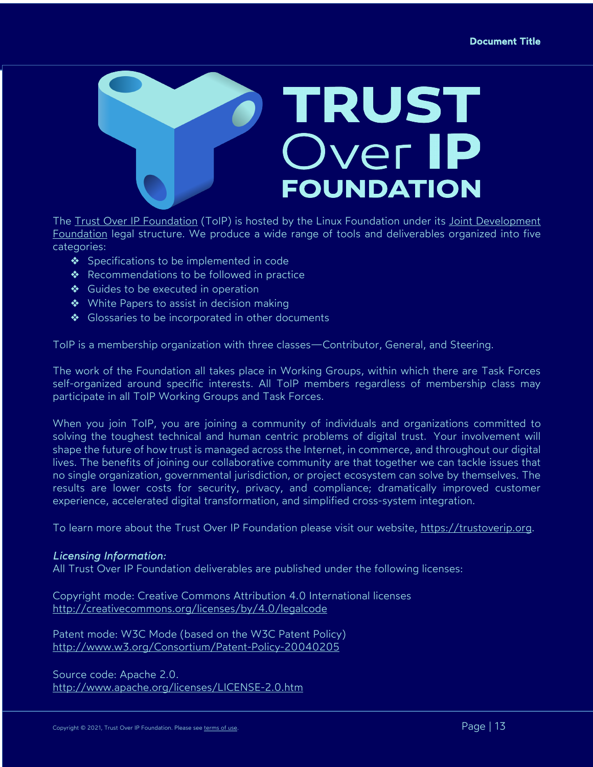The [Trust Over IP Foundation](https://trustoverip.org) (ToIP) is hosted by the Linux Foundation under its Joint Development Foundation legal structure. We produce a wide range of tools and deliverables organized into five categories:

- Specifications to be implemented in code
- Recommendations to be followed in practice
- Guides to be executed in operation
- White Papers to assist in decision making
- Glossaries to be incorporated in other documents

ToIP is a membership organization with three classes—Contributor, General, and Steering.

The work of the Foundation all takes place in Working Groups, within which there are Task Forces self-organized around specific interests. All ToIP members regardless of membership class may participate in all ToIP Working Groups and Task Forces.

When you join ToIP, you are joining a community of individuals and organizations committed to solving the toughest technical and human centric problems of digital trust. Your involvement will shape the future of how trust is managed across the Internet, in commerce, and throughout our digital lives. The benefits of joining our collaborative community are that together we can tackle issues that no single organization, governmental jurisdiction, or project ecosystem can solve by themselves. The results are lower costs for security, privacy, and compliance; dramatically improved customer experience, accelerated digital transformation, and simplified cross-system integration.

To learn more about the Trust Over IP Foundation please visit our website, https://trustoverip.org.

*Licensing Information:*
All Trust Over IP Foundation deliverables are published under the following licenses:

Copyright mode: Creative Commons Attribution 4.0 International licenses
http://creativecommons.org/licenses/by/4.0/legalcode

Patent mode: W3C Mode (based on the W3C Patent Policy)
http://www.w3.org/Consortium/Patent-Policy-20040205

Source code: Apache 2.0.
http://www.apache.org/licenses/LICENSE-2.0.htm